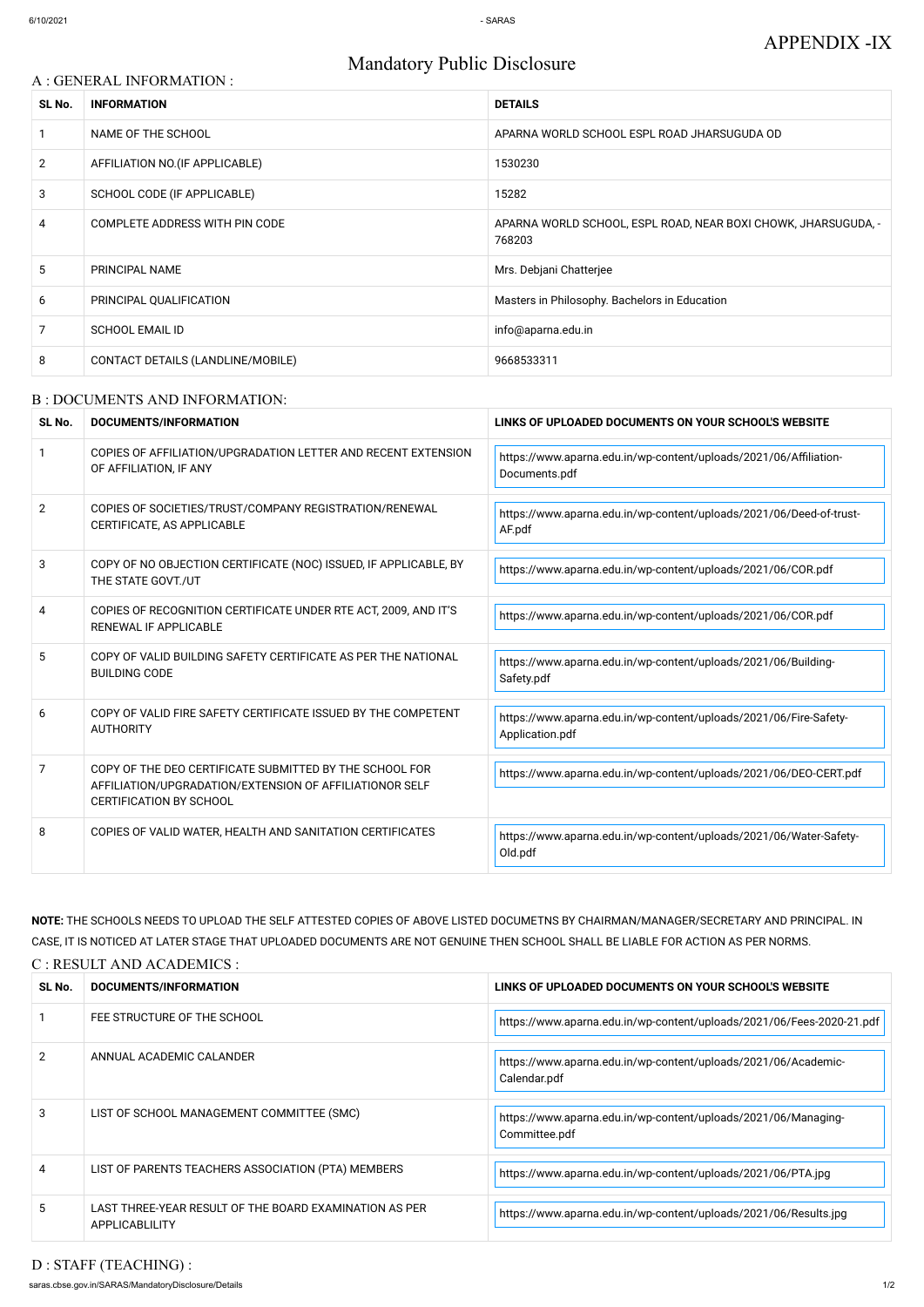APPENDIX -IX

# Mandatory Public Disclosure

## A : GENERAL INFORMATION :

| SL No. | INFORMATION | DETAILS |
|---|---|---|
| 1 | NAME OF THE SCHOOL | APARNA WORLD SCHOOL ESPL ROAD JHARSUGUDA OD |
| 2 | AFFILIATION NO.(IF APPLICABLE) | 1530230 |
| 3 | SCHOOL CODE (IF APPLICABLE) | 15282 |
| 4 | COMPLETE ADDRESS WITH PIN CODE | APARNA WORLD SCHOOL, ESPL ROAD, NEAR BOXI CHOWK, JHARSUGUDA, - 768203 |
| 5 | PRINCIPAL NAME | Mrs. Debjani Chatterjee |
| 6 | PRINCIPAL QUALIFICATION | Masters in Philosophy. Bachelors in Education |
| 7 | SCHOOL EMAIL ID | info@aparna.edu.in |
| 8 | CONTACT DETAILS (LANDLINE/MOBILE) | 9668533311 |

## B : DOCUMENTS AND INFORMATION:

| SL No. | DOCUMENTS/INFORMATION | LINKS OF UPLOADED DOCUMENTS ON YOUR SCHOOL'S WEBSITE |
|---|---|---|
| 1 | COPIES OF AFFILIATION/UPGRADATION LETTER AND RECENT EXTENSION OF AFFILIATION, IF ANY | https://www.aparna.edu.in/wp-content/uploads/2021/06/Affiliation-Documents.pdf |
| 2 | COPIES OF SOCIETIES/TRUST/COMPANY REGISTRATION/RENEWAL CERTIFICATE, AS APPLICABLE | https://www.aparna.edu.in/wp-content/uploads/2021/06/Deed-of-trust-AF.pdf |
| 3 | COPY OF NO OBJECTION CERTIFICATE (NOC) ISSUED, IF APPLICABLE, BY THE STATE GOVT./UT | https://www.aparna.edu.in/wp-content/uploads/2021/06/COR.pdf |
| 4 | COPIES OF RECOGNITION CERTIFICATE UNDER RTE ACT, 2009, AND IT'S RENEWAL IF APPLICABLE | https://www.aparna.edu.in/wp-content/uploads/2021/06/COR.pdf |
| 5 | COPY OF VALID BUILDING SAFETY CERTIFICATE AS PER THE NATIONAL BUILDING CODE | https://www.aparna.edu.in/wp-content/uploads/2021/06/Building-Safety.pdf |
| 6 | COPY OF VALID FIRE SAFETY CERTIFICATE ISSUED BY THE COMPETENT AUTHORITY | https://www.aparna.edu.in/wp-content/uploads/2021/06/Fire-Safety-Application.pdf |
| 7 | COPY OF THE DEO CERTIFICATE SUBMITTED BY THE SCHOOL FOR AFFILIATION/UPGRADATION/EXTENSION OF AFFILIATIONOR SELF CERTIFICATION BY SCHOOL | https://www.aparna.edu.in/wp-content/uploads/2021/06/DEO-CERT.pdf |
| 8 | COPIES OF VALID WATER, HEALTH AND SANITATION CERTIFICATES | https://www.aparna.edu.in/wp-content/uploads/2021/06/Water-Safety-Old.pdf |

**NOTE:** THE SCHOOLS NEEDS TO UPLOAD THE SELF ATTESTED COPIES OF ABOVE LISTED DOCUMETNS BY CHAIRMAN/MANAGER/SECRETARY AND PRINCIPAL. IN CASE, IT IS NOTICED AT LATER STAGE THAT UPLOADED DOCUMENTS ARE NOT GENUINE THEN SCHOOL SHALL BE LIABLE FOR ACTION AS PER NORMS.

## C : RESULT AND ACADEMICS :

| SL No. | DOCUMENTS/INFORMATION | LINKS OF UPLOADED DOCUMENTS ON YOUR SCHOOL'S WEBSITE |
|---|---|---|
| 1 | FEE STRUCTURE OF THE SCHOOL | https://www.aparna.edu.in/wp-content/uploads/2021/06/Fees-2020-21.pdf |
| 2 | ANNUAL ACADEMIC CALANDER | https://www.aparna.edu.in/wp-content/uploads/2021/06/Academic-Calendar.pdf |
| 3 | LIST OF SCHOOL MANAGEMENT COMMITTEE (SMC) | https://www.aparna.edu.in/wp-content/uploads/2021/06/Managing-Committee.pdf |
| 4 | LIST OF PARENTS TEACHERS ASSOCIATION (PTA) MEMBERS | https://www.aparna.edu.in/wp-content/uploads/2021/06/PTA.jpg |
| 5 | LAST THREE-YEAR RESULT OF THE BOARD EXAMINATION AS PER APPLICABLILITY | https://www.aparna.edu.in/wp-content/uploads/2021/06/Results.jpg |

## D : STAFF (TEACHING) :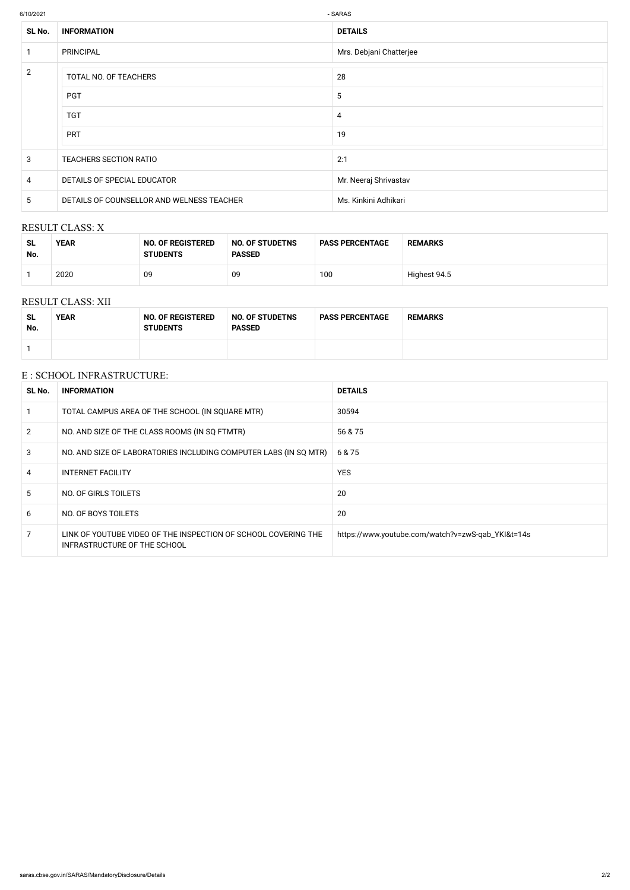| SL No. | INFORMATION | DETAILS |
|---|---|---|
| 1 | PRINCIPAL | Mrs. Debjani Chatterjee |
| 2 | TOTAL NO. OF TEACHERS | 28 |
| | PGT | 5 |
| | TGT | 4 |
| | PRT | 19 |
| 3 | TEACHERS SECTION RATIO | 2:1 |
| 4 | DETAILS OF SPECIAL EDUCATOR | Mr. Neeraj Shrivastav |
| 5 | DETAILS OF COUNSELLOR AND WELNESS TEACHER | Ms. Kinkini Adhikari |

## RESULT CLASS: X

| SL No. | YEAR | NO. OF REGISTERED STUDENTS | NO. OF STUDETNS PASSED | PASS PERCENTAGE | REMARKS |
|---|---|---|---|---|---|
| 1 | 2020 | 09 | 09 | 100 | Highest 94.5 |

## RESULT CLASS: XII

| SL No. | YEAR | NO. OF REGISTERED STUDENTS | NO. OF STUDETNS PASSED | PASS PERCENTAGE | REMARKS |
|---|---|---|---|---|---|
| 1 | | | | | |

## E : SCHOOL INFRASTRUCTURE:

| SL No. | INFORMATION | DETAILS |
|---|---|---|
| 1 | TOTAL CAMPUS AREA OF THE SCHOOL (IN SQUARE MTR) | 30594 |
| 2 | NO. AND SIZE OF THE CLASS ROOMS (IN SQ FTMTR) | 56 & 75 |
| 3 | NO. AND SIZE OF LABORATORIES INCLUDING COMPUTER LABS (IN SQ MTR) | 6 & 75 |
| 4 | INTERNET FACILITY | YES |
| 5 | NO. OF GIRLS TOILETS | 20 |
| 6 | NO. OF BOYS TOILETS | 20 |
| 7 | LINK OF YOUTUBE VIDEO OF THE INSPECTION OF SCHOOL COVERING THE INFRASTRUCTURE OF THE SCHOOL | https://www.youtube.com/watch?v=zwS-qab_YKI&t=14s |